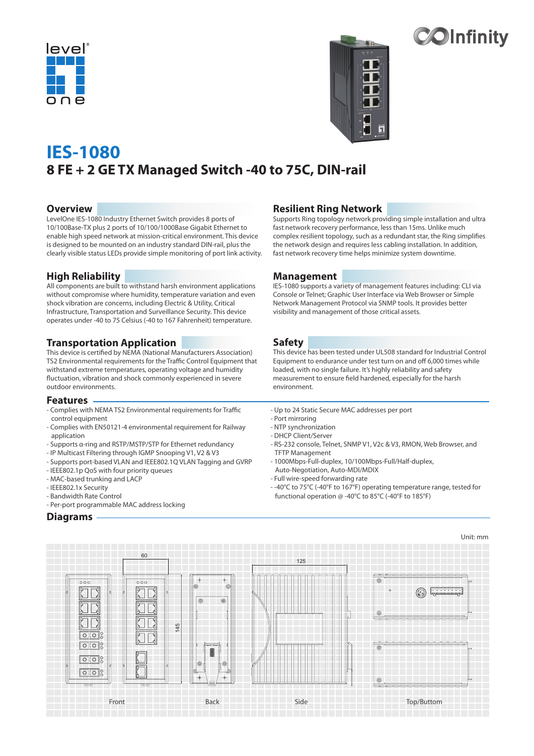# IES-1080

## 8 FE + 2 GE TX Managed Switch -40 to 75C, DIN-rail

### Overview

LevelOne IES-1080 Industry Ethernet Switch provides 8 ports of 10/100Base-TX plus 2 ports of 10/100/1000Base Gigabit Ethernet to enable high speed network at mission-critical environment. This device is designed to be mounted on an industry standard DIN-rail, plus the clearly visible status LEDs provide simple monitoring of port link activity.

### High Reliability

All components are built to withstand harsh environment applications without compromise where humidity, temperature variation and even shock vibration are concerns, including Electric & Utility, Critical Infrastructure, Transportation and Surveillance Security. This device operates under -40 to 75 Celsius (-40 to 167 Fahrenheit) temperature.

### Transportation Application

This device is certified by NEMA (National Manufacturers Association) TS2 Environmental requirements for the Traffic Control Equipment that withstand extreme temperatures, operating voltage and humidity fluctuation, vibration and shock commonly experienced in severe outdoor environments.

### Resilient Ring Network

Supports Ring topology network providing simple installation and ultra fast network recovery performance, less than 15ms. Unlike much complex resilient topology, such as a redundant star, the Ring simplifies the network design and requires less cabling installation. In addition, fast network recovery time helps minimize system downtime.

### Management

IES-1080 supports a variety of management features including: CLI via Console or Telnet; Graphic User Interface via Web Browser or Simple Network Management Protocol via SNMP tools. It provides better visibility and management of those critical assets.

### Safety

This device has been tested under UL508 standard for Industrial Control Equipment to endurance under test turn on and off 6,000 times while loaded, with no single failure. It's highly reliability and safety measurement to ensure field hardened, especially for the harsh environment.

### Features

- Complies with NEMA TS2 Environmental requirements for Traffic control equipment
- Complies with EN50121-4 environmental requirement for Railway application
- Supports α-ring and RSTP/MSTP/STP for Ethernet redundancy
- IP Multicast Filtering through IGMP Snooping V1, V2 & V3
- Supports port-based VLAN and IEEE802.1Q VLAN Tagging and GVRP
- IEEE802.1p QoS with four priority queues
- MAC-based trunking and LACP
- IEEE802.1x Security
- Bandwidth Rate Control
- Per-port programmable MAC address locking
- Up to 24 Static Secure MAC addresses per port
- Port mirroring
- NTP synchronization
- DHCP Client/Server
- RS-232 console, Telnet, SNMP V1, V2c & V3, RMON, Web Browser, and TFTP Management
- 1000Mbps-Full-duplex, 10/100Mbps-Full/Half-duplex, Auto-Negotiation, Auto-MDI/MDIX
- Full wire-speed forwarding rate
- -40°C to 75°C (-40°F to 167°F) operating temperature range, tested for functional operation @ -40°C to 85°C (-40°F to 185°F)

### Diagrams

Unit: mm

60

145

125

Front

Back

Side

Top/Buttom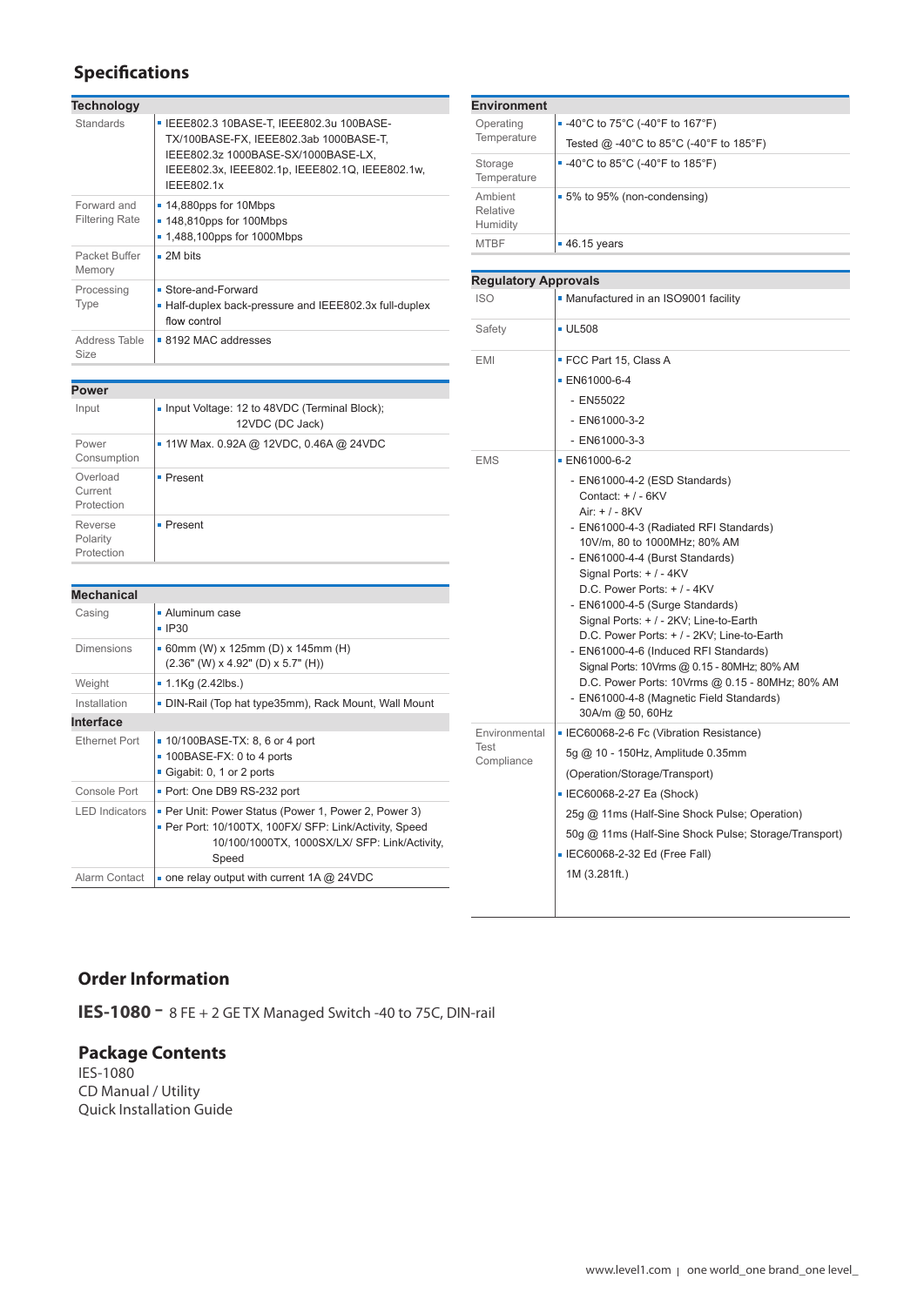## Specifications

| Technology | |
|---|---|
| Standards | ▪ IEEE802.3 10BASE-T, IEEE802.3u 100BASE-TX/100BASE-FX, IEEE802.3ab 1000BASE-T, IEEE802.3z 1000BASE-SX/1000BASE-LX, IEEE802.3x, IEEE802.1p, IEEE802.1Q, IEEE802.1w, IEEE802.1x |
| Forward and Filtering Rate | ▪ 14,880pps for 10Mbps<br>▪ 148,810pps for 100Mbps<br>▪ 1,488,100pps for 1000Mbps |
| Packet Buffer Memory | ▪ 2M bits |
| Processing Type | ▪ Store-and-Forward<br>▪ Half-duplex back-pressure and IEEE802.3x full-duplex flow control |
| Address Table Size | ▪ 8192 MAC addresses |

| Power | |
|---|---|
| Input | ▪ Input Voltage: 12 to 48VDC (Terminal Block); 12VDC (DC Jack) |
| Power Consumption | ▪ 11W Max. 0.92A @ 12VDC, 0.46A @ 24VDC |
| Overload Current Protection | ▪ Present |
| Reverse Polarity Protection | ▪ Present |

| Mechanical | |
|---|---|
| Casing | ▪ Aluminum case<br>▪ IP30 |
| Dimensions | ▪ 60mm (W) x 125mm (D) x 145mm (H) (2.36" (W) x 4.92" (D) x 5.7" (H)) |
| Weight | ▪ 1.1Kg (2.42lbs.) |
| Installation | ▪ DIN-Rail (Top hat type35mm), Rack Mount, Wall Mount |

| Interface | |
|---|---|
| Ethernet Port | ▪ 10/100BASE-TX: 8, 6 or 4 port<br>▪ 100BASE-FX: 0 to 4 ports<br>▪ Gigabit: 0, 1 or 2 ports |
| Console Port | ▪ Port: One DB9 RS-232 port |
| LED Indicators | ▪ Per Unit: Power Status (Power 1, Power 2, Power 3)<br>▪ Per Port: 10/100TX, 100FX/ SFP: Link/Activity, Speed 10/100/1000TX, 1000SX/LX/ SFP: Link/Activity, Speed |
| Alarm Contact | ▪ one relay output with current 1A @ 24VDC |

| Environment | |
|---|---|
| Operating Temperature | ▪ -40°C to 75°C (-40°F to 167°F)<br>Tested @ -40°C to 85°C (-40°F to 185°F) |
| Storage Temperature | ▪ -40°C to 85°C (-40°F to 185°F) |
| Ambient Relative Humidity | ▪ 5% to 95% (non-condensing) |
| MTBF | ▪ 46.15 years |

| Regulatory Approvals | |
|---|---|
| ISO | ▪ Manufactured in an ISO9001 facility |
| Safety | ▪ UL508 |
| EMI | ▪ FCC Part 15, Class A<br>▪ EN61000-6-4<br>- EN55022<br>- EN61000-3-2<br>- EN61000-3-3 |
| EMS | ▪ EN61000-6-2<br>- EN61000-4-2 (ESD Standards) Contact: + / - 6KV Air: + / - 8KV<br>- EN61000-4-3 (Radiated RFI Standards) 10V/m, 80 to 1000MHz; 80% AM<br>- EN61000-4-4 (Burst Standards) Signal Ports: + / - 4KV D.C. Power Ports: + / - 4KV<br>- EN61000-4-5 (Surge Standards) Signal Ports: + / - 2KV; Line-to-Earth D.C. Power Ports: + / - 2KV; Line-to-Earth<br>- EN61000-4-6 (Induced RFI Standards) Signal Ports: 10Vrms @ 0.15 - 80MHz; 80% AM D.C. Power Ports: 10Vrms @ 0.15 - 80MHz; 80% AM<br>- EN61000-4-8 (Magnetic Field Standards) 30A/m @ 50, 60Hz |
| Environmental Test Compliance | ▪ IEC60068-2-6 Fc (Vibration Resistance)<br>5g @ 10 - 150Hz, Amplitude 0.35mm<br>(Operation/Storage/Transport)<br>▪ IEC60068-2-27 Ea (Shock)<br>25g @ 11ms (Half-Sine Shock Pulse; Operation)<br>50g @ 11ms (Half-Sine Shock Pulse; Storage/Transport)<br>▪ IEC60068-2-32 Ed (Free Fall)<br>1M (3.281ft.) |

## Order Information

**IES-1080** – 8 FE + 2 GE TX Managed Switch -40 to 75C, DIN-rail

## Package Contents

IES-1080
CD Manual / Utility
Quick Installation Guide

www.level1.com | one world_one brand_one level_